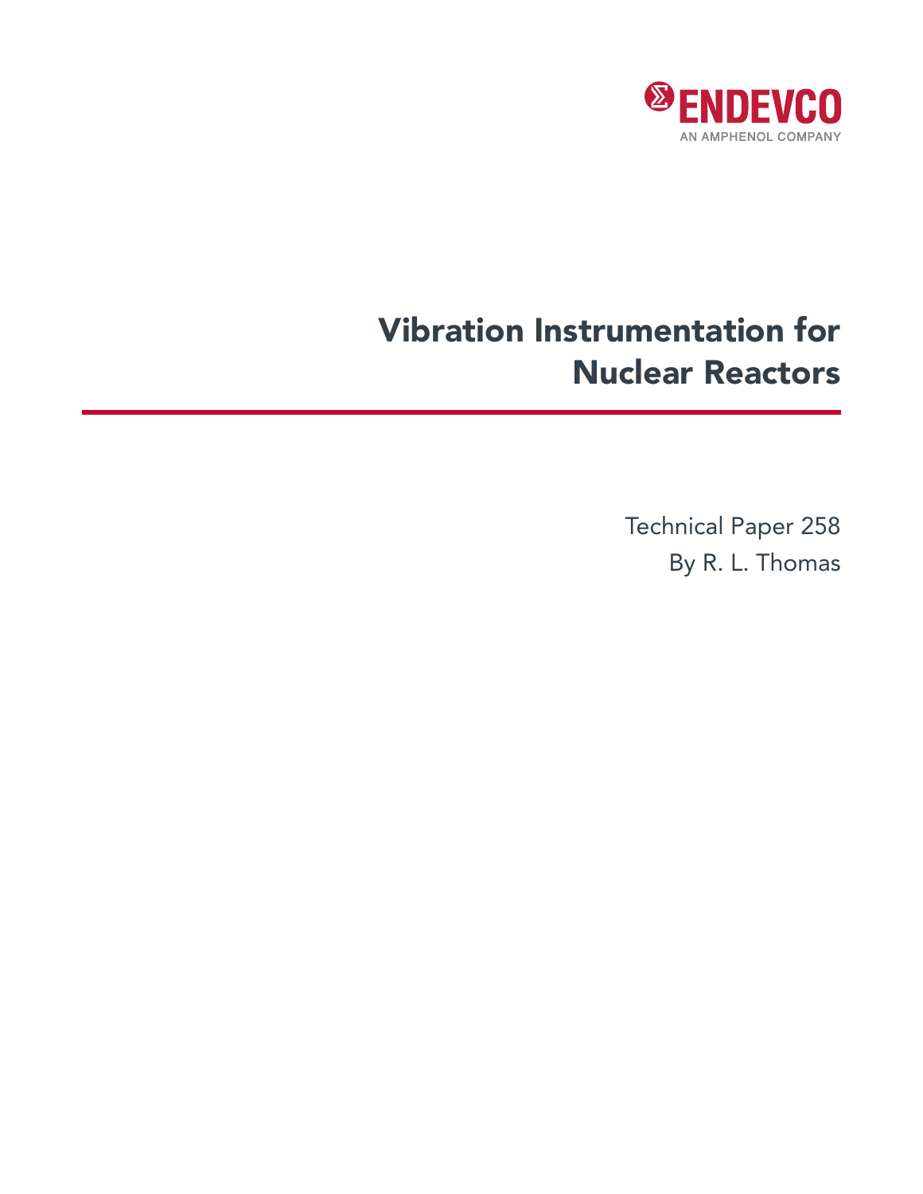ENDEVCO

AN AMPHENOL COMPANY

# Vibration Instrumentation for Nuclear Reactors

Technical Paper 258

By R. L. Thomas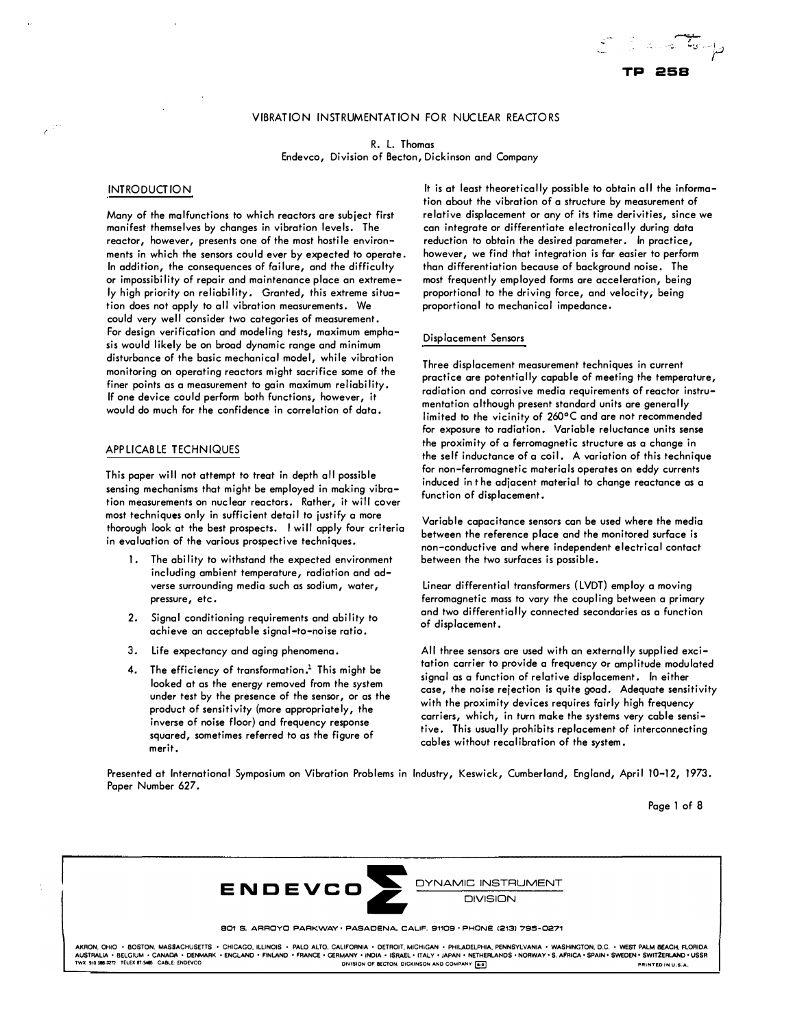TP 258

# VIBRATION INSTRUMENTATION FOR NUCLEAR REACTORS

R. L. Thomas
Endevco, Division of Becton, Dickinson and Company

## INTRODUCTION

Many of the malfunctions to which reactors are subject first manifest themselves by changes in vibration levels. The reactor, however, presents one of the most hostile environments in which the sensors could ever by expected to operate. In addition, the consequences of failure, and the difficulty or impossibility of repair and maintenance place an extremely high priority on reliability. Granted, this extreme situation does not apply to all vibration measurements. We could very well consider two categories of measurement. For design verification and modeling tests, maximum emphasis would likely be on broad dynamic range and minimum disturbance of the basic mechanical model, while vibration monitoring on operating reactors might sacrifice some of the finer points as a measurement to gain maximum reliability. If one device could perform both functions, however, it would do much for the confidence in correlation of data.

## APPLICABLE TECHNIQUES

This paper will not attempt to treat in depth all possible sensing mechanisms that might be employed in making vibration measurements on nuclear reactors. Rather, it will cover most techniques only in sufficient detail to justify a more thorough look at the best prospects. I will apply four criteria in evaluation of the various prospective techniques.

1. The ability to withstand the expected environment including ambient temperature, radiation and adverse surrounding media such as sodium, water, pressure, etc.
2. Signal conditioning requirements and ability to achieve an acceptable signal-to-noise ratio.
3. Life expectancy and aging phenomena.
4. The efficiency of transformation.[1] This might be looked at as the energy removed from the system under test by the presence of the sensor, or as the product of sensitivity (more appropriately, the inverse of noise floor) and frequency response squared, sometimes referred to as the figure of merit.

It is at least theoretically possible to obtain all the information about the vibration of a structure by measurement of relative displacement or any of its time derivities, since we can integrate or differentiate electronically during data reduction to obtain the desired parameter. In practice, however, we find that integration is far easier to perform than differentiation because of background noise. The most frequently employed forms are acceleration, being proportional to the driving force, and velocity, being proportional to mechanical impedance.

### Displacement Sensors

Three displacement measurement techniques in current practice are potentially capable of meeting the temperature, radiation and corrosive media requirements of reactor instrumentation although present standard units are generally limited to the vicinity of 260°C and are not recommended for exposure to radiation. Variable reluctance units sense the proximity of a ferromagnetic structure as a change in the self inductance of a coil. A variation of this technique for non-ferromagnetic materials operates on eddy currents induced in the adjacent material to change reactance as a function of displacement.

Variable capacitance sensors can be used where the media between the reference place and the monitored surface is non-conductive and where independent electrical contact between the two surfaces is possible.

Linear differential transformers (LVDT) employ a moving ferromagnetic mass to vary the coupling between a primary and two differentially connected secondaries as a function of displacement.

All three sensors are used with an externally supplied excitation carrier to provide a frequency or amplitude modulated signal as a function of relative displacement. In either case, the noise rejection is quite good. Adequate sensitivity with the proximity devices requires fairly high frequency carriers, which, in turn make the systems very cable sensitive. This usually prohibits replacement of interconnecting cables without recalibration of the system.

Presented at International Symposium on Vibration Problems in Industry, Keswick, Cumberland, England, April 10-12, 1973. Paper Number 627.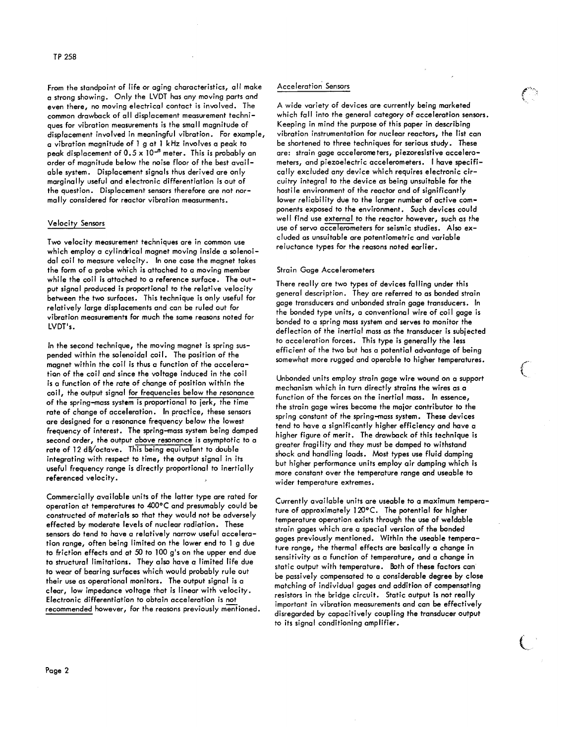From the standpoint of life or aging characteristics, all make a strong showing. Only the LVDT has any moving parts and even there, no moving electrical contact is involved. The common drawback of all displacement measurement techniques for vibration measurements is the small magnitude of displacement involved in meaningful vibration. For example, a vibration magnitude of 1 g at 1 kHz involves a peak to peak displacement of $0.5 \times 10^{-8}$ meter. This is probably an order of magnitude below the noise floor of the best available system. Displacement signals thus derived are only marginally useful and electronic differentiation is out of the question. Displacement sensors therefore are not normally considered for reactor vibration measurments.

### Velocity Sensors

Two velocity measurement techniques are in common use which employ a cylindrical magnet moving inside a solenoidal coil to measure velocity. In one case the magnet takes the form of a probe which is attached to a moving member while the coil is attached to a reference surface. The output signal produced is proportional to the relative velocity between the two surfaces. This technique is only useful for relatively large displacements and can be ruled out for vibration measurements for much the same reasons noted for LVDT's.

In the second technique, the moving magnet is spring suspended within the solenoidal coil. The position of the magnet within the coil is thus a function of the acceleration of the coil and since the voltage induced in the coil is a function of the rate of change of position within the coil, the output signal for frequencies below the resonance of the spring-mass system is proportional to jerk, the time rate of change of acceleration. In practice, these sensors are designed for a resonance frequency below the lowest frequency of interest. The spring-mass system being damped second order, the output above resonance is asymptotic to a rate of 12 dB/octave. This being equivalent to double integrating with respect to time, the output signal in its useful frequency range is directly proportional to inertially referenced velocity.

Commercially available units of the latter type are rated for operation at temperatures to 400°C and presumably could be constructed of materials so that they would not be adversely effected by moderate levels of nuclear radiation. These sensors do tend to have a relatively narrow useful acceleration range, often being limited on the lower end to 1 g due to friction effects and at 50 to 100 g's on the upper end due to structural limitations. They also have a limited life due to wear of bearing surfaces which would probably rule out their use as operational monitors. The output signal is a clear, low impedance voltage that is linear with velocity. Electronic differentiation to obtain acceleration is not recommended however, for the reasons previously mentioned.

### Acceleration Sensors

A wide variety of devices are currently being marketed which fall into the general category of acceleration sensors. Keeping in mind the purpose of this paper in describing vibration instrumentation for nuclear reactors, the list can be shortened to three techniques for serious study. These are: strain gage accelerometers, piezoresistive accelerometers, and piezoelectric accelerometers. I have specifically excluded any device which requires electronic circuitry integral to the device as being unsuitable for the hostile environment of the reactor and of significantly lower reliability due to the larger number of active components exposed to the environment. Such devices could well find use external to the reactor however, such as the use of servo accelerometers for seismic studies. Also excluded as unsuitable are potentiometric and variable reluctance types for the reasons noted earlier.

#### Strain Gage Accelerometers

There really are two types of devices falling under this general description. They are referred to as bonded strain gage transducers and unbonded strain gage transducers. In the bonded type units, a conventional wire of coil gage is bonded to a spring mass system and serves to monitor the deflection of the inertial mass as the transducer is subjected to acceleration forces. This type is generally the less efficient of the two but has a potential advantage of being somewhat more rugged and operable to higher temperatures.

Unbonded units employ strain gage wire wound on a support mechanism which in turn directly strains the wires as a function of the forces on the inertial mass. In essence, the strain gage wires become the major contributor to the spring constant of the spring-mass system. These devices tend to have a significantly higher efficiency and have a higher figure of merit. The drawback of this technique is greater fragility and they must be damped to withstand shock and handling loads. Most types use fluid damping but higher performance units employ air damping which is more constant over the temperature range and useable to wider temperature extremes.

Currently available units are useable to a maximum temperature of approximately 120°C. The potential for higher temperature operation exists through the use of weldable strain gages which are a special version of the bonded gages previously mentioned. Within the useable temperature range, the thermal effects are basically a change in sensitivity as a function of temperature, and a change in static output with temperature. Both of these factors can be passively compensated to a considerable degree by close matching of individual gages and addition of compensating resistors in the bridge circuit. Static output is not really important in vibration measurements and can be effectively disregarded by capacitively coupling the transducer output to its signal conditioning amplifier.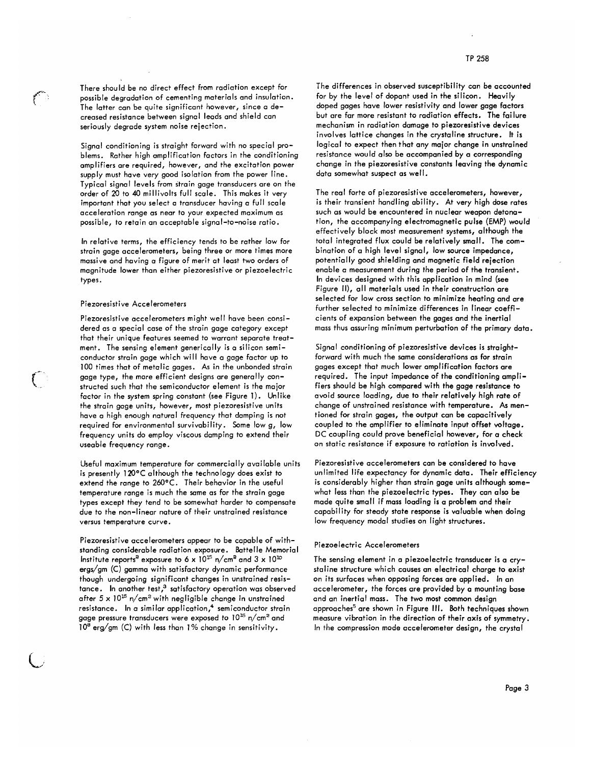There should be no direct effect from radiation except for possible degradation of cementing materials and insulation. The latter can be quite significant however, since a decreased resistance between signal leads and shield can seriously degrade system noise rejection.

Signal conditioning is straight forward with no special problems. Rather high amplification factors in the conditioning amplifiers are required, however, and the excitation power supply must have very good isolation from the power line. Typical signal levels from strain gage transducers are on the order of 20 to 40 millivolts full scale. This makes it very important that you select a transducer having a full scale acceleration range as near to your expected maximum as possible, to retain an acceptable signal-to-noise ratio.

In relative terms, the efficiency tends to be rather low for strain gage accelerometers, being three or more times more massive and having a figure of merit at least two orders of magnitude lower than either piezoresistive or piezoelectric types.

### Piezoresistive Accelerometers

Piezoresistive accelerometers might well have been considered as a special case of the strain gage category except that their unique features seemed to warrant separate treatment. The sensing element generically is a silicon semiconductor strain gage which will have a gage factor up to 100 times that of metalic gages. As in the unbonded strain gage type, the more efficient designs are generally constructed such that the semiconductor element is the major factor in the system spring constant (see Figure I). Unlike the strain gage units, however, most piezoresistive units have a high enough natural frequency that damping is not required for environmental survivability. Some low g, low frequency units do employ viscous damping to extend their useable frequency range.

Useful maximum temperature for commercially available units is presently 120°C although the technology does exist to extend the range to 260°C. Their behavior in the useful temperature range is much the same as for the strain gage types except they tend to be somewhat harder to compensate due to the non-linear nature of their unstrained resistance versus temperature curve.

Piezoresistive accelerometers appear to be capable of withstanding considerable radiation exposure. Battelle Memorial Institute reports[2] exposure to $6 \times 10^{15}$ n/cm$^2$ and $3 \times 10^{10}$ ergs/gm (C) gamma with satisfactory dynamic performance though undergoing significant changes in unstrained resistance. In another test,[3] satisfactory operation was observed after $5 \times 10^{15}$ n/cm$^2$ with negligible change in unstrained resistance. In a similar application,[4] semiconductor strain gage pressure transducers were exposed to $10^{15}$ n/cm$^2$ and $10^{8}$ erg/gm (C) with less than 1% change in sensitivity.

The differences in observed susceptibility can be accounted for by the level of dopant used in the silicon. Heavily doped gages have lower resistivity and lower gage factors but are far more resistant to radiation effects. The failure mechanism in radiation damage to piezoresistive devices involves lattice changes in the crystaline structure. It is logical to expect then that any major change in unstrained resistance would also be accompanied by a corresponding change in the piezoresistive constants leaving the dynamic data somewhat suspect as well.

The real forte of piezoresistive accelerometers, however, is their transient handling ability. At very high dose rates such as would be encountered in nuclear weapon detonation, the accompanying electromagnetic pulse (EMP) would effectively block most measurement systems, although the total integrated flux could be relatively small. The combination of a high level signal, low source impedance, potentially good shielding and magnetic field rejection enable a measurement during the period of the transient. In devices designed with this application in mind (see Figure II), all materials used in their construction are selected for low cross section to minimize heating and are further selected to minimize differences in linear coefficients of expansion between the gages and the inertial mass thus assuring minimum perturbation of the primary data.

Signal conditioning of piezoresistive devices is straightforward with much the same considerations as for strain gages except that much lower amplification factors are required. The input impedance of the conditioning amplifiers should be high compared with the gage resistance to avoid source loading, due to their relatively high rate of change of unstrained resistance with temperature. As mentioned for strain gages, the output can be capacitively coupled to the amplifier to eliminate input offset voltage. DC coupling could prove beneficial however, for a check on static resistance if exposure to ratiation is involved.

Piezoresistive accelerometers can be considered to have unlimited life expectancy for dynamic data. Their efficiency is considerably higher than strain gage units although somewhat less than the piezoelectric types. They can also be made quite small if mass loading is a problem and their capability for steady state response is valuable when doing low frequency modal studies on light structures.

### Piezoelectric Accelerometers

The sensing element in a piezoelectric transducer is a crystaline structure which causes an electrical charge to exist on its surfaces when opposing forces are applied. In an accelerometer, the forces are provided by a mounting base and an inertial mass. The two most common design approaches[5] are shown in Figure III. Both techniques shown measure vibration in the direction of their axis of symmetry. In the compression mode accelerometer design, the crystal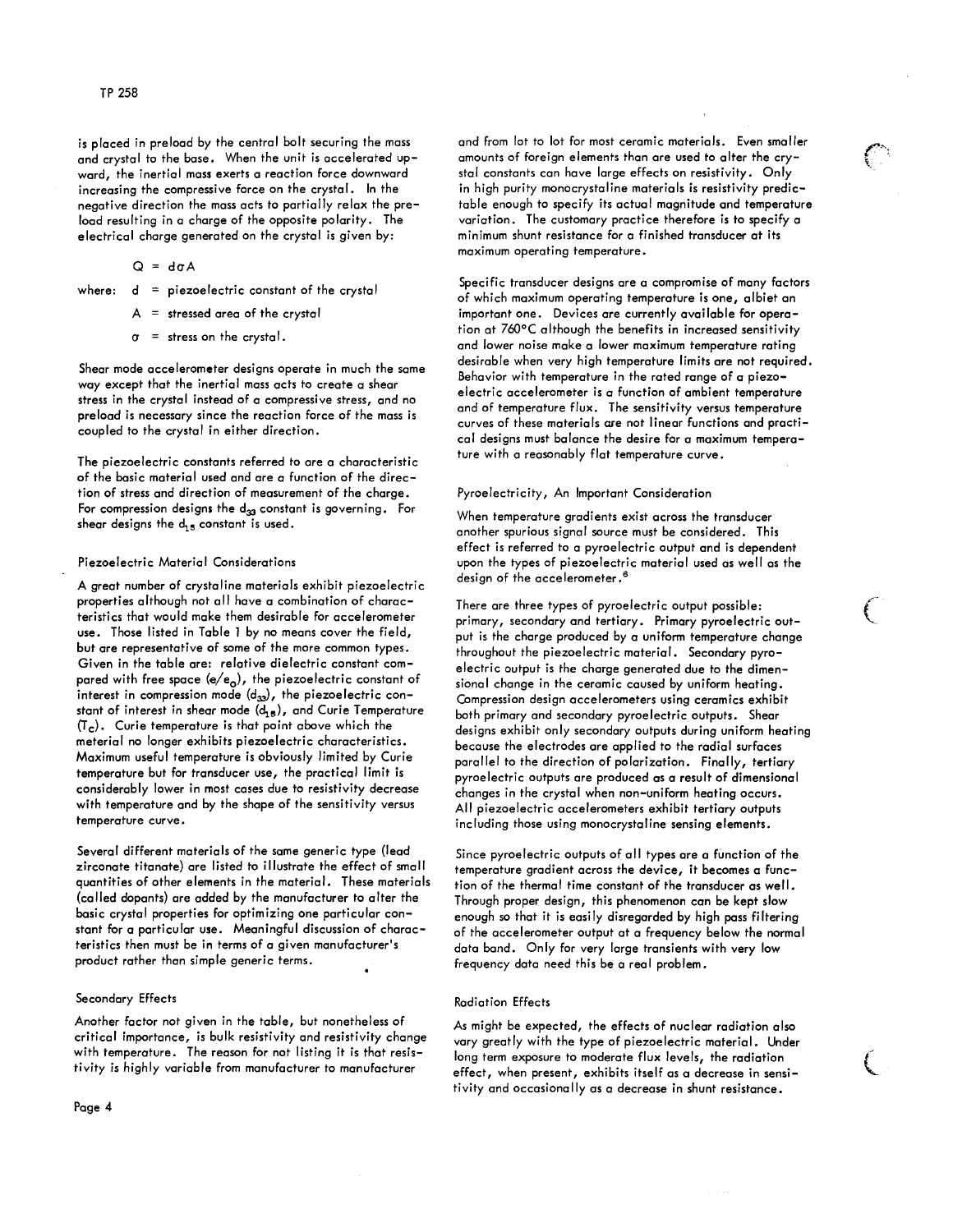is placed in preload by the central bolt securing the mass and crystal to the base. When the unit is accelerated upward, the inertial mass exerts a reaction force downward increasing the compressive force on the crystal. In the negative direction the mass acts to partially relax the preload resulting in a charge of the opposite polarity. The electrical charge generated on the crystal is given by:

$$Q = d\sigma A$$

where: $d$ = piezoelectric constant of the crystal

$A$ = stressed area of the crystal

$\sigma$ = stress on the crystal.

Shear mode accelerometer designs operate in much the same way except that the inertial mass acts to create a shear stress in the crystal instead of a compressive stress, and no preload is necessary since the reaction force of the mass is coupled to the crystal in either direction.

The piezoelectric constants referred to are a characteristic of the basic material used and are a function of the direction of stress and direction of measurement of the charge. For compression designs the $d_{33}$ constant is governing. For shear designs the $d_{15}$ constant is used.

### Piezoelectric Material Considerations

A great number of crystaline materials exhibit piezoelectric properties although not all have a combination of characteristics that would make them desirable for accelerometer use. Those listed in Table 1 by no means cover the field, but are representative of some of the more common types. Given in the table are: relative dielectric constant compared with free space ($e/e_o$), the piezoelectric constant of interest in compression mode ($d_{33}$), the piezoelectric constant of interest in shear mode ($d_{15}$), and Curie Temperature ($T_C$). Curie temperature is that point above which the material no longer exhibits piezoelectric characteristics. Maximum useful temperature is obviously limited by Curie temperature but for transducer use, the practical limit is considerably lower in most cases due to resistivity decrease with temperature and by the shape of the sensitivity versus temperature curve.

Several different materials of the same generic type (lead zirconate titanate) are listed to illustrate the effect of small quantities of other elements in the material. These materials (called dopants) are added by the manufacturer to alter the basic crystal properties for optimizing one particular constant for a particular use. Meaningful discussion of characteristics then must be in terms of a given manufacturer's product rather than simple generic terms.

### Secondary Effects

Another factor not given in the table, but nonetheless of critical importance, is bulk resistivity and resistivity change with temperature. The reason for not listing it is that resistivity is highly variable from manufacturer to manufacturer and from lot to lot for most ceramic materials. Even smaller amounts of foreign elements than are used to alter the crystal constants can have large effects on resistivity. Only in high purity monocrystaline materials is resistivity predictable enough to specify its actual magnitude and temperature variation. The customary practice therefore is to specify a minimum shunt resistance for a finished transducer at its maximum operating temperature.

Specific transducer designs are a compromise of many factors of which maximum operating temperature is one, albiet an important one. Devices are currently available for operation at 760°C although the benefits in increased sensitivity and lower noise make a lower maximum temperature rating desirable when very high temperature limits are not required. Behavior with temperature in the rated range of a piezoelectric accelerometer is a function of ambient temperature and of temperature flux. The sensitivity versus temperature curves of these materials are not linear functions and practical designs must balance the desire for a maximum temperature with a reasonably flat temperature curve.

### Pyroelectricity, An Important Consideration

When temperature gradients exist across the transducer another spurious signal source must be considered. This effect is referred to a pyroelectric output and is dependent upon the types of piezoelectric material used as well as the design of the accelerometer.[6]

There are three types of pyroelectric output possible: primary, secondary and tertiary. Primary pyroelectric output is the charge produced by a uniform temperature change throughout the piezoelectric material. Secondary pyroelectric output is the charge generated due to the dimensional change in the ceramic caused by uniform heating. Compression design accelerometers using ceramics exhibit both primary and secondary pyroelectric outputs. Shear designs exhibit only secondary outputs during uniform heating because the electrodes are applied to the radial surfaces parallel to the direction of polarization. Finally, tertiary pyroelectric outputs are produced as a result of dimensional changes in the crystal when non-uniform heating occurs. All piezoelectric accelerometers exhibit tertiary outputs including those using monocrystaline sensing elements.

Since pyroelectric outputs of all types are a function of the temperature gradient across the device, it becomes a function of the thermal time constant of the transducer as well. Through proper design, this phenomenon can be kept slow enough so that it is easily disregarded by high pass filtering of the accelerometer output at a frequency below the normal data band. Only for very large transients with very low frequency data need this be a real problem.

### Radiation Effects

As might be expected, the effects of nuclear radiation also vary greatly with the type of piezoelectric material. Under long term exposure to moderate flux levels, the radiation effect, when present, exhibits itself as a decrease in sensitivity and occasionally as a decrease in shunt resistance.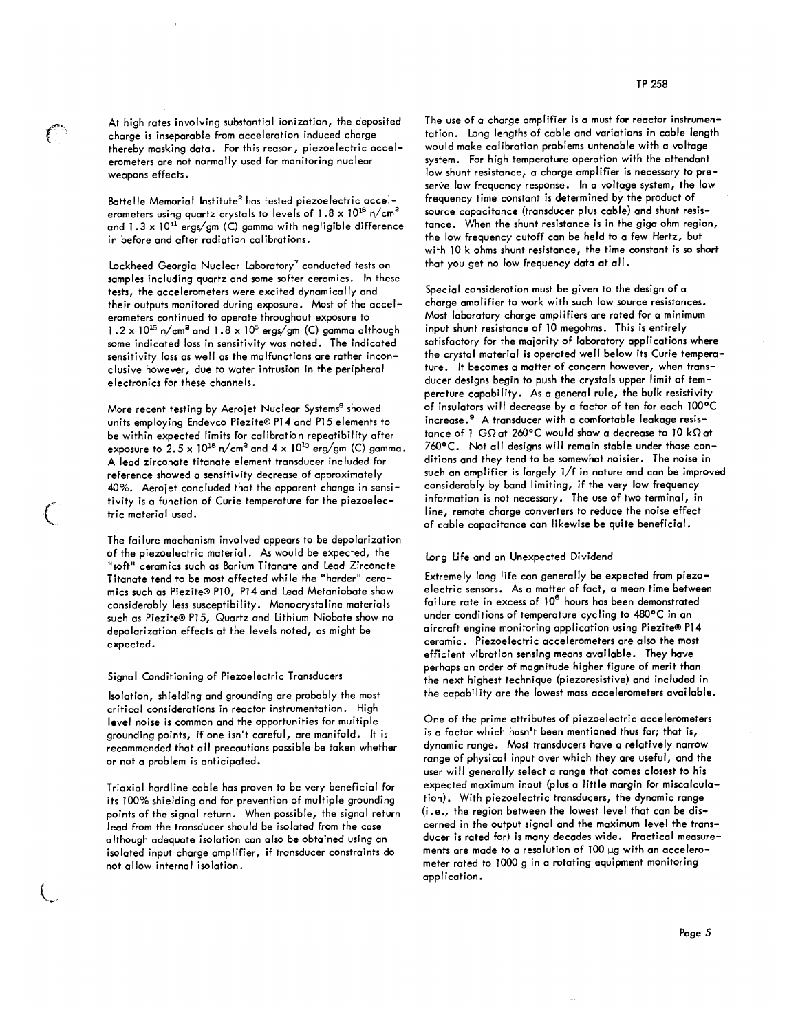At high rates involving substantial ionization, the deposited charge is inseparable from acceleration induced charge thereby masking data. For this reason, piezoelectric accelerometers are not normally used for monitoring nuclear weapons effects.

Battelle Memorial Institute[2] has tested piezoelectric accelerometers using quartz crystals to levels of $1.8 \times 10^{18}$ n/cm$^2$ and $1.3 \times 10^{11}$ ergs/gm (C) gamma with negligible difference in before and after radiation calibrations.

Lockheed Georgia Nuclear Laboratory[7] conducted tests on samples including quartz and some softer ceramics. In these tests, the accelerometers were excited dynamically and their outputs monitored during exposure. Most of the accelerometers continued to operate throughout exposure to $1.2 \times 10^{15}$ n/cm$^2$ and $1.8 \times 10^{5}$ ergs/gm (C) gamma although some indicated loss in sensitivity was noted. The indicated sensitivity loss as well as the malfunctions are rather inconclusive however, due to water intrusion in the peripheral electronics for these channels.

More recent testing by Aerojet Nuclear Systems[8] showed units employing Endevco Piezite® P14 and P15 elements to be within expected limits for calibration repeatibility after exposure to $2.5 \times 10^{18}$ n/cm$^2$ and $4 \times 10^{10}$ erg/gm (C) gamma. A lead zirconate titanate element transducer included for reference showed a sensitivity decrease of approximately 40%. Aerojet concluded that the apparent change in sensitivity is a function of Curie temperature for the piezoelectric material used.

The failure mechanism involved appears to be depolarization of the piezoelectric material. As would be expected, the "soft" ceramics such as Barium Titanate and Lead Zirconate Titanate tend to be most affected while the "harder" ceramics such as Piezite® P10, P14 and Lead Metaniobate show considerably less susceptibility. Monocrystaline materials such as Piezite® P15, Quartz and Lithium Niobate show no depolarization effects at the levels noted, as might be expected.

### Signal Conditioning of Piezoelectric Transducers

Isolation, shielding and grounding are probably the most critical considerations in reactor instrumentation. High level noise is common and the opportunities for multiple grounding points, if one isn't careful, are manifold. It is recommended that all precautions possible be taken whether or not a problem is anticipated.

Triaxial hardline cable has proven to be very beneficial for its 100% shielding and for prevention of multiple grounding points of the signal return. When possible, the signal return lead from the transducer should be isolated from the case although adequate isolation can also be obtained using an isolated input charge amplifier, if transducer constraints do not allow internal isolation.

The use of a charge amplifier is a must for reactor instrumentation. Long lengths of cable and variations in cable length would make calibration problems untenable with a voltage system. For high temperature operation with the attendant low shunt resistance, a charge amplifier is necessary to preserve low frequency response. In a voltage system, the low frequency time constant is determined by the product of source capacitance (transducer plus cable) and shunt resistance. When the shunt resistance is in the giga ohm region, the low frequency cutoff can be held to a few Hertz, but with 10 k ohms shunt resistance, the time constant is so short that you get no low frequency data at all.

Special consideration must be given to the design of a charge amplifier to work with such low source resistances. Most laboratory charge amplifiers are rated for a minimum input shunt resistance of 10 megohms. This is entirely satisfactory for the majority of laboratory applications where the crystal material is operated well below its Curie temperature. It becomes a matter of concern however, when transducer designs begin to push the crystals upper limit of temperature capability. As a general rule, the bulk resistivity of insulators will decrease by a factor of ten for each 100°C increase.[9] A transducer with a comfortable leakage resistance of 1 GΩ at 260°C would show a decrease to 10 kΩ at 760°C. Not all designs will remain stable under those conditions and they tend to be somewhat noisier. The noise in such an amplifier is largely 1/f in nature and can be improved considerably by band limiting, if the very low frequency information is not necessary. The use of two terminal, in line, remote charge converters to reduce the noise effect of cable capacitance can likewise be quite beneficial.

### Long Life and an Unexpected Dividend

Extremely long life can generally be expected from piezoelectric sensors. As a matter of fact, a mean time between failure rate in excess of $10^{6}$ hours has been demonstrated under conditions of temperature cycling to 480°C in an aircraft engine monitoring application using Piezite® P14 ceramic. Piezoelectric accelerometers are also the most efficient vibration sensing means available. They have perhaps an order of magnitude higher figure of merit than the next highest technique (piezoresistive) and included in the capability are the lowest mass accelerometers available.

One of the prime attributes of piezoelectric accelerometers is a factor which hasn't been mentioned thus far; that is, dynamic range. Most transducers have a relatively narrow range of physical input over which they are useful, and the user will generally select a range that comes closest to his expected maximum input (plus a little margin for miscalculation). With piezoelectric transducers, the dynamic range (i.e., the region between the lowest level that can be discerned in the output signal and the maximum level the transducer is rated for) is many decades wide. Practical measurements are made to a resolution of 100 μg with an accelerometer rated to 1000 g in a rotating equipment monitoring application.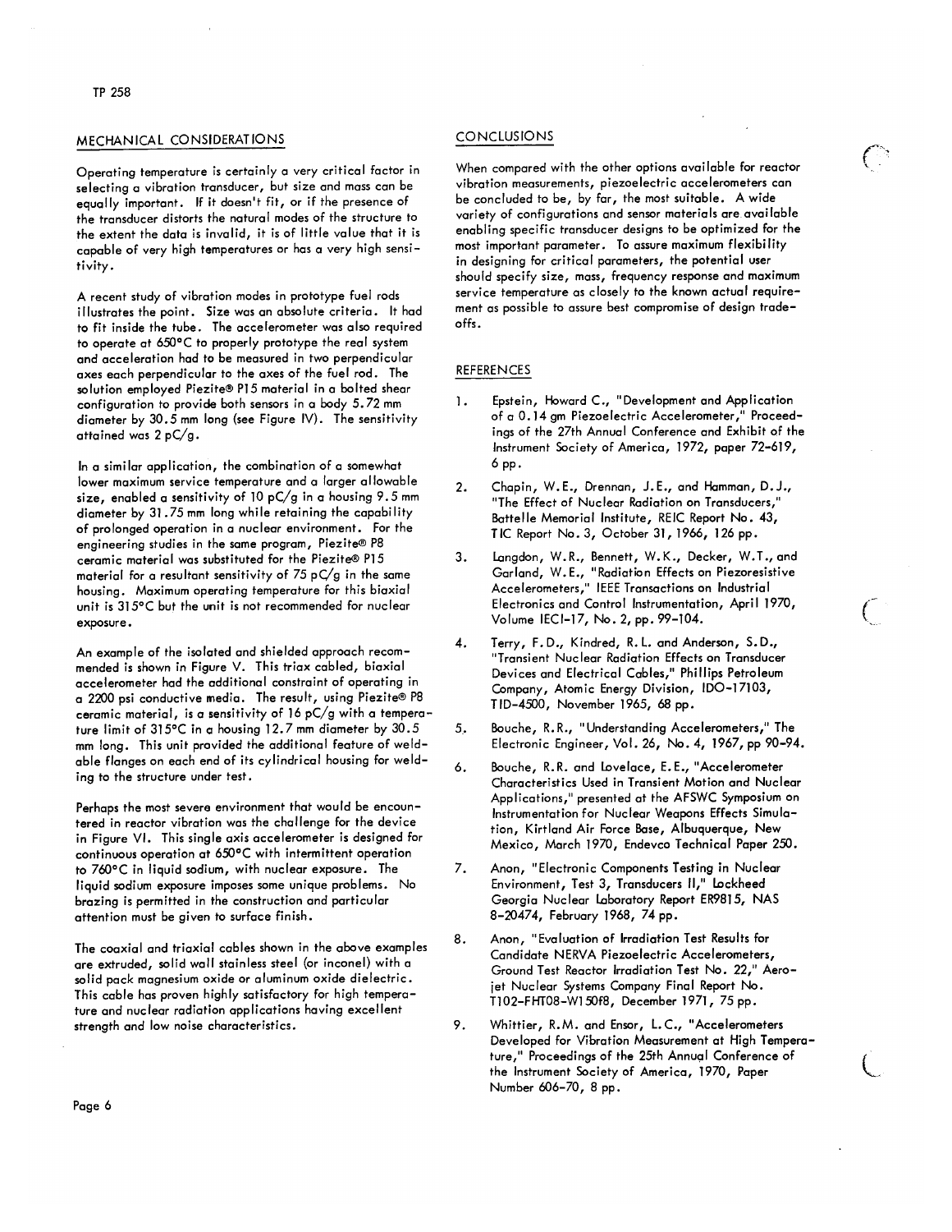## MECHANICAL CONSIDERATIONS

Operating temperature is certainly a very critical factor in selecting a vibration transducer, but size and mass can be equally important. If it doesn't fit, or if the presence of the transducer distorts the natural modes of the structure to the extent the data is invalid, it is of little value that it is capable of very high temperatures or has a very high sensitivity.

A recent study of vibration modes in prototype fuel rods illustrates the point. Size was an absolute criteria. It had to fit inside the tube. The accelerometer was also required to operate at 650°C to properly prototype the real system and acceleration had to be measured in two perpendicular axes each perpendicular to the axes of the fuel rod. The solution employed Piezite® P15 material in a bolted shear configuration to provide both sensors in a body 5.72 mm diameter by 30.5 mm long (see Figure IV). The sensitivity attained was 2 pC/g.

In a similar application, the combination of a somewhat lower maximum service temperature and a larger allowable size, enabled a sensitivity of 10 pC/g in a housing 9.5 mm diameter by 31.75 mm long while retaining the capability of prolonged operation in a nuclear environment. For the engineering studies in the same program, Piezite® P8 ceramic material was substituted for the Piezite® P15 material for a resultant sensitivity of 75 pC/g in the same housing. Maximum operating temperature for this biaxial unit is 315°C but the unit is not recommended for nuclear exposure.

An example of the isolated and shielded approach recommended is shown in Figure V. This triax cabled, biaxial accelerometer had the additional constraint of operating in a 2200 psi conductive media. The result, using Piezite® P8 ceramic material, is a sensitivity of 16 pC/g with a temperature limit of 315°C in a housing 12.7 mm diameter by 30.5 mm long. This unit provided the additional feature of weldable flanges on each end of its cylindrical housing for welding to the structure under test.

Perhaps the most severe environment that would be encountered in reactor vibration was the challenge for the device in Figure VI. This single axis accelerometer is designed for continuous operation at 650°C with intermittent operation to 760°C in liquid sodium, with nuclear exposure. The liquid sodium exposure imposes some unique problems. No brazing is permitted in the construction and particular attention must be given to surface finish.

The coaxial and triaxial cables shown in the above examples are extruded, solid wall stainless steel (or inconel) with a solid pack magnesium oxide or aluminum oxide dielectric. This cable has proven highly satisfactory for high temperature and nuclear radiation applications having excellent strength and low noise characteristics.

## CONCLUSIONS

When compared with the other options available for reactor vibration measurements, piezoelectric accelerometers can be concluded to be, by far, the most suitable. A wide variety of configurations and sensor materials are available enabling specific transducer designs to be optimized for the most important parameter. To assure maximum flexibility in designing for critical parameters, the potential user should specify size, mass, frequency response and maximum service temperature as closely to the known actual requirement as possible to assure best compromise of design trade-offs.

## REFERENCES

1. Epstein, Howard C., "Development and Application of a 0.14 gm Piezoelectric Accelerometer," Proceedings of the 27th Annual Conference and Exhibit of the Instrument Society of America, 1972, paper 72-619, 6 pp.
2. Chapin, W.E., Drennan, J.E., and Hamman, D.J., "The Effect of Nuclear Radiation on Transducers," Battelle Memorial Institute, REIC Report No. 43, TIC Report No. 3, October 31, 1966, 126 pp.
3. Langdon, W.R., Bennett, W.K., Decker, W.T., and Garland, W.E., "Radiation Effects on Piezoresistive Accelerometers," IEEE Transactions on Industrial Electronics and Control Instrumentation, April 1970, Volume IECI-17, No. 2, pp. 99-104.
4. Terry, F.D., Kindred, R.L. and Anderson, S.D., "Transient Nuclear Radiation Effects on Transducer Devices and Electrical Cables," Phillips Petroleum Company, Atomic Energy Division, IDO-17103, TID-4500, November 1965, 68 pp.
5. Bouche, R.R., "Understanding Accelerometers," The Electronic Engineer, Vol. 26, No. 4, 1967, pp 90-94.
6. Bouche, R.R. and Lovelace, E.E., "Accelerometer Characteristics Used in Transient Motion and Nuclear Applications," presented at the AFSWC Symposium on Instrumentation for Nuclear Weapons Effects Simulation, Kirtland Air Force Base, Albuquerque, New Mexico, March 1970, Endevco Technical Paper 250.
7. Anon, "Electronic Components Testing in Nuclear Environment, Test 3, Transducers II," Lockheed Georgia Nuclear Laboratory Report ER9815, NAS 8-20474, February 1968, 74 pp.
8. Anon, "Evaluation of Irradiation Test Results for Candidate NERVA Piezoelectric Accelerometers, Ground Test Reactor Irradiation Test No. 22," Aerojet Nuclear Systems Company Final Report No. T102-FHT08-W150f8, December 1971, 75 pp.
9. Whittier, R.M. and Ensor, L.C., "Accelerometers Developed for Vibration Measurement at High Temperature," Proceedings of the 25th Annual Conference of the Instrument Society of America, 1970, Paper Number 606-70, 8 pp.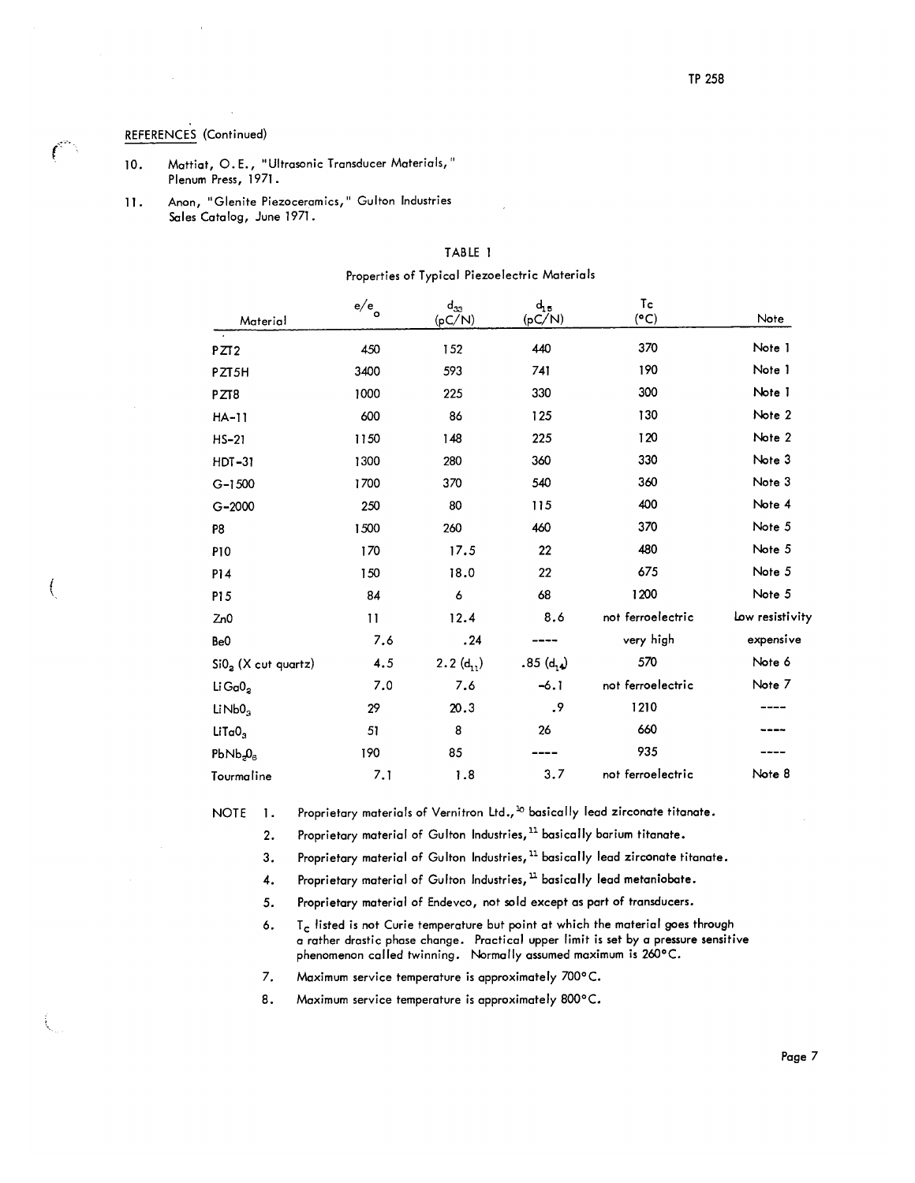REFERENCES (Continued)

10. Mattiat, O.E., "Ultrasonic Transducer Materials," Plenum Press, 1971.

11. Anon, "Glenite Piezoceramics," Gulton Industries Sales Catalog, June 1971.

TABLE 1

Properties of Typical Piezoelectric Materials

| Material | $e/e_o$ | $d_{33}$ (pC/N) | $d_{15}$ (pC/N) | Tc (°C) | Note |
|---|---|---|---|---|---|
| PZT2 | 450 | 152 | 440 | 370 | Note 1 |
| PZT5H | 3400 | 593 | 741 | 190 | Note 1 |
| PZT8 | 1000 | 225 | 330 | 300 | Note 1 |
| HA-11 | 600 | 86 | 125 | 130 | Note 2 |
| HS-21 | 1150 | 148 | 225 | 120 | Note 2 |
| HDT-31 | 1300 | 280 | 360 | 330 | Note 3 |
| G-1500 | 1700 | 370 | 540 | 360 | Note 3 |
| G-2000 | 250 | 80 | 115 | 400 | Note 4 |
| P8 | 1500 | 260 | 460 | 370 | Note 5 |
| P10 | 170 | 17.5 | 22 | 480 | Note 5 |
| P14 | 150 | 18.0 | 22 | 675 | Note 5 |
| P15 | 84 | 6 | 68 | 1200 | Note 5 |
| ZnO | 11 | 12.4 | 8.6 | not ferroelectric | Low resistivity |
| BeO | 7.6 | .24 | ---- | very high | expensive |
| $SiO_2$ (X cut quartz) | 4.5 | 2.2 ($d_{11}$) | .85 ($d_{14}$) | 570 | Note 6 |
| $LiGaO_2$ | 7.0 | 7.6 | -6.1 | not ferroelectric | Note 7 |
| $LiNbO_3$ | 29 | 20.3 | .9 | 1210 | ---- |
| $LiTaO_3$ | 51 | 8 | 26 | 660 | ---- |
| $PbNb_2O_6$ | 190 | 85 | ---- | 935 | ---- |
| Tourmaline | 7.1 | 1.8 | 3.7 | not ferroelectric | Note 8 |

NOTE

1. Proprietary materials of Vernitron Ltd.,[10] basically lead zirconate titanate.
2. Proprietary material of Gulton Industries,[11] basically barium titanate.
3. Proprietary material of Gulton Industries,[11] basically lead zirconate titanate.
4. Proprietary material of Gulton Industries,[11] basically lead metaniobate.
5. Proprietary material of Endevco, not sold except as part of transducers.
6. $T_C$ listed is not Curie temperature but point at which the material goes through a rather drastic phase change. Practical upper limit is set by a pressure sensitive phenomenon called twinning. Normally assumed maximum is 260°C.
7. Maximum service temperature is approximately 700°C.
8. Maximum service temperature is approximately 800°C.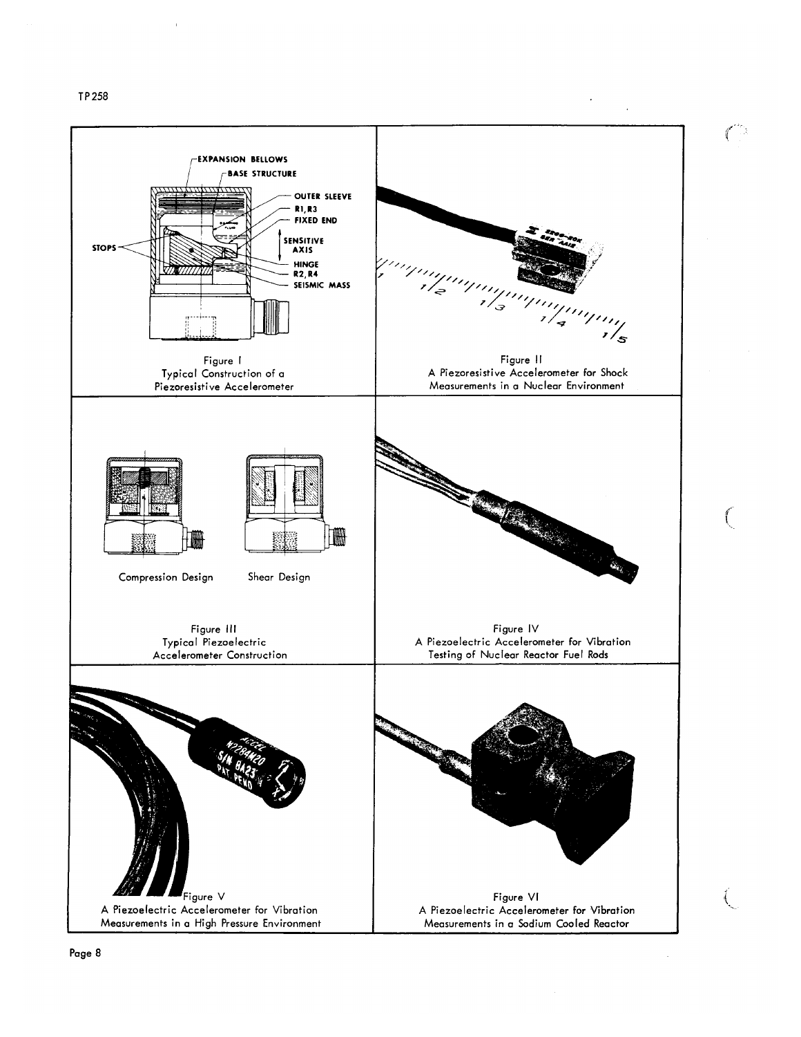Figure I
Typical Construction of a Piezoresistive Accelerometer

Figure II
A Piezoresistive Accelerometer for Shock Measurements in a Nuclear Environment

Compression Design

Shear Design

Figure III
Typical Piezoelectric Accelerometer Construction

Figure IV
A Piezoelectric Accelerometer for Vibration Testing of Nuclear Reactor Fuel Rods

Figure V
A Piezoelectric Accelerometer for Vibration Measurements in a High Pressure Environment

Figure VI
A Piezoelectric Accelerometer for Vibration Measurements in a Sodium Cooled Reactor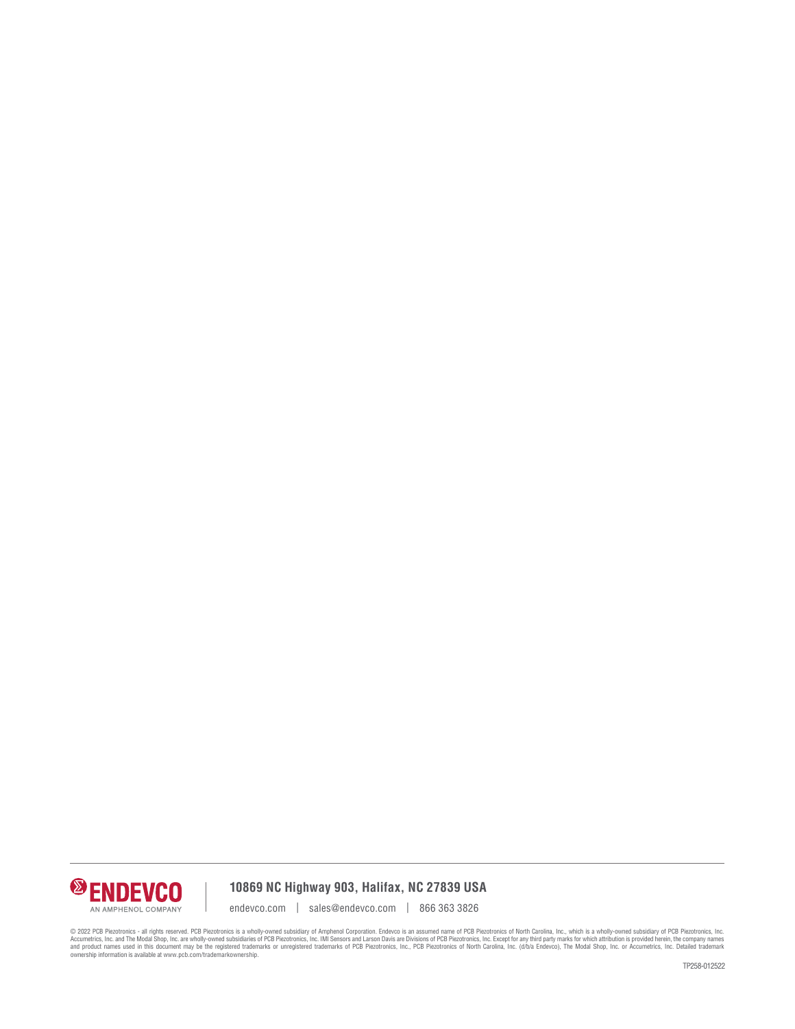ENDEVCO
AN AMPHENOL COMPANY

**10869 NC Highway 903, Halifax, NC 27839 USA**

endevco.com | sales@endevco.com | 866 363 3826

© 2022 PCB Piezotronics - all rights reserved. PCB Piezotronics is a wholly-owned subsidiary of Amphenol Corporation. Endevco is an assumed name of PCB Piezotronics of North Carolina, Inc., which is a wholly-owned subsidiary of PCB Piezotronics, Inc. Accumetrics, Inc. and The Modal Shop, Inc. are wholly-owned subsidiaries of PCB Piezotronics, Inc. IMI Sensors and Larson Davis are Divisions of PCB Piezotronics, Inc. Except for any third party marks for which attribution is provided herein, the company names and product names used in this document may be the registered trademarks or unregistered trademarks of PCB Piezotronics, Inc., PCB Piezotronics of North Carolina, Inc. (d/b/a Endevco), The Modal Shop, Inc. or Accumetrics, Inc. Detailed trademark ownership information is available at www.pcb.com/trademarkownership.

TP258-012522